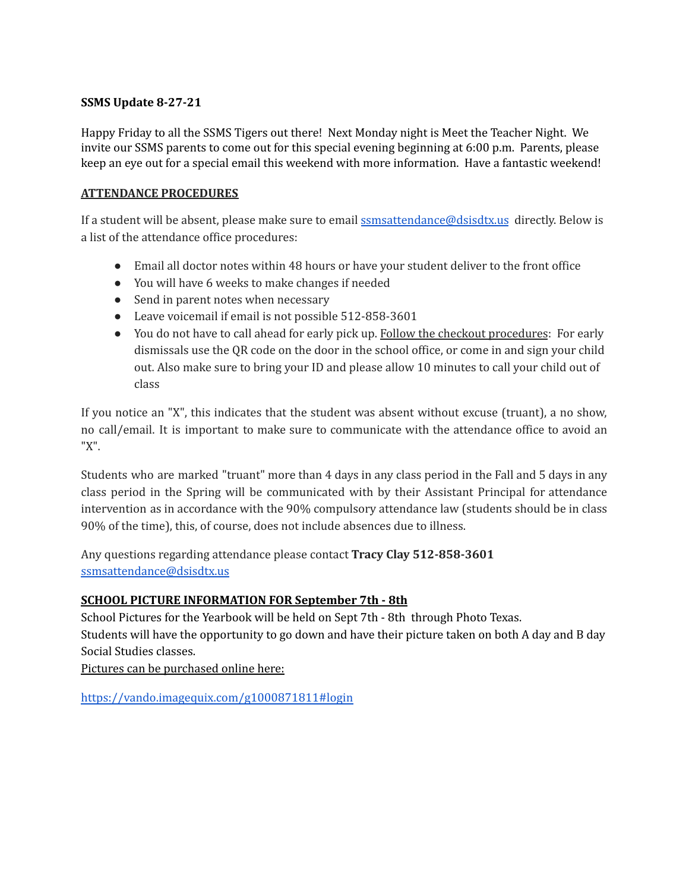**SSMS Update 8-27-21**

Happy Friday to all the SSMS Tigers out there! Next Monday night is Meet the Teacher Night. We invite our SSMS parents to come out for this special evening beginning at 6:00 p.m. Parents, please keep an eye out for a special email this weekend with more information. Have a fantastic weekend!

**ATTENDANCE PROCEDURES**

If a student will be absent, please make sure to email ssmsattendance@dsisdtx.us directly. Below is a list of the attendance office procedures:

- Email all doctor notes within 48 hours or have your student deliver to the front office
- You will have 6 weeks to make changes if needed
- Send in parent notes when necessary
- Leave voicemail if email is not possible 512-858-3601
- You do not have to call ahead for early pick up. Follow the checkout procedures: For early dismissals use the QR code on the door in the school office, or come in and sign your child out. Also make sure to bring your ID and please allow 10 minutes to call your child out of class

If you notice an "X", this indicates that the student was absent without excuse (truant), a no show, no call/email. It is important to make sure to communicate with the attendance office to avoid an "X".

Students who are marked "truant" more than 4 days in any class period in the Fall and 5 days in any class period in the Spring will be communicated with by their Assistant Principal for attendance intervention as in accordance with the 90% compulsory attendance law (students should be in class 90% of the time), this, of course, does not include absences due to illness.

Any questions regarding attendance please contact **Tracy Clay 512-858-3601**
ssmsattendance@dsisdtx.us

**SCHOOL PICTURE INFORMATION FOR September 7th - 8th**

School Pictures for the Yearbook will be held on Sept 7th - 8th through Photo Texas.
Students will have the opportunity to go down and have their picture taken on both A day and B day Social Studies classes.
Pictures can be purchased online here:

https://vando.imagequix.com/g1000871811#login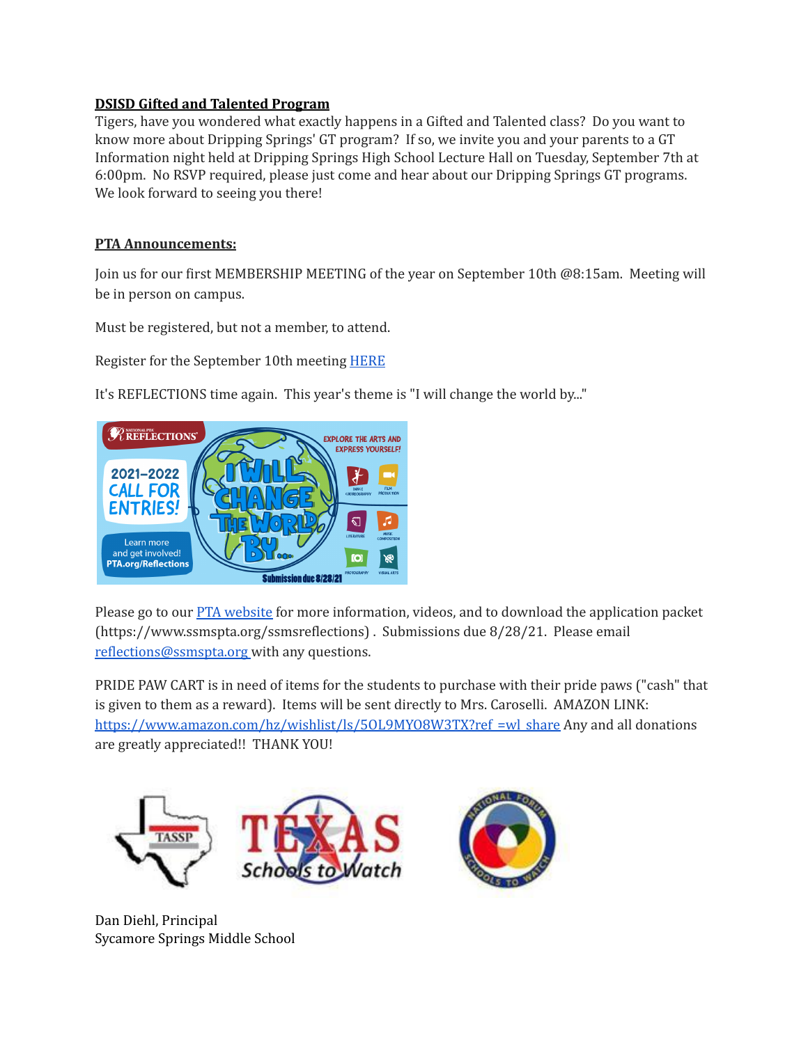**DSISD Gifted and Talented Program**

Tigers, have you wondered what exactly happens in a Gifted and Talented class? Do you want to know more about Dripping Springs' GT program? If so, we invite you and your parents to a GT Information night held at Dripping Springs High School Lecture Hall on Tuesday, September 7th at 6:00pm. No RSVP required, please just come and hear about our Dripping Springs GT programs. We look forward to seeing you there!

**PTA Announcements:**

Join us for our first MEMBERSHIP MEETING of the year on September 10th @8:15am. Meeting will be in person on campus.

Must be registered, but not a member, to attend.

Register for the September 10th meeting HERE

It's REFLECTIONS time again. This year's theme is "I will change the world by..."

Please go to our PTA website for more information, videos, and to download the application packet (https://www.ssmspta.org/ssmsreflections) . Submissions due 8/28/21. Please email reflections@ssmspta.org with any questions.

PRIDE PAW CART is in need of items for the students to purchase with their pride paws ("cash" that is given to them as a reward). Items will be sent directly to Mrs. Caroselli. AMAZON LINK: https://www.amazon.com/hz/wishlist/ls/5OL9MYO8W3TX?ref_=wl_share Any and all donations are greatly appreciated!! THANK YOU!

Dan Diehl, Principal
Sycamore Springs Middle School